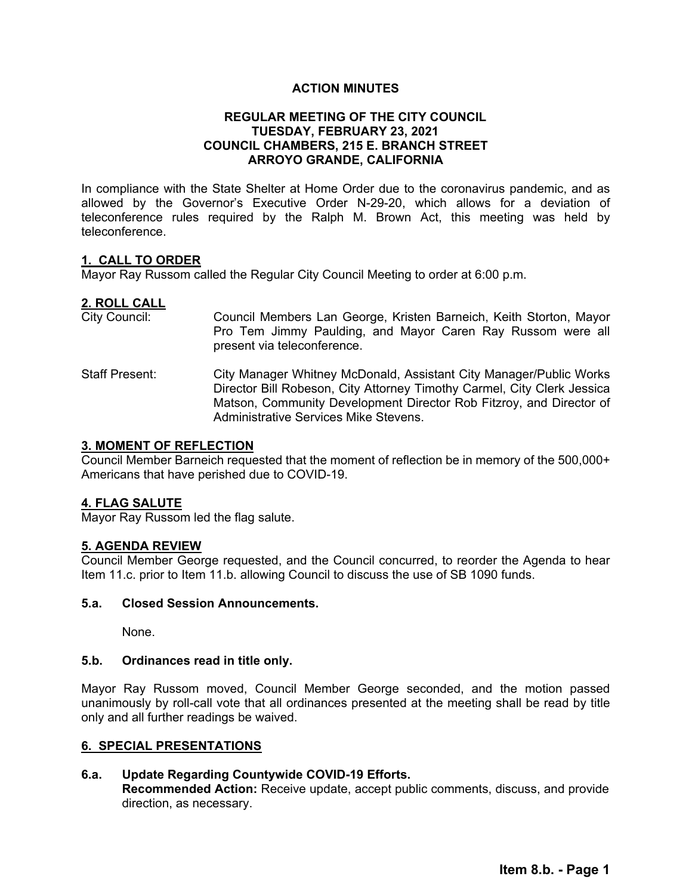# ACTION MINUTES

## REGULAR MEETING OF THE CITY COUNCIL
## TUESDAY, FEBRUARY 23, 2021
## COUNCIL CHAMBERS, 215 E. BRANCH STREET
## ARROYO GRANDE, CALIFORNIA

In compliance with the State Shelter at Home Order due to the coronavirus pandemic, and as allowed by the Governor's Executive Order N-29-20, which allows for a deviation of teleconference rules required by the Ralph M. Brown Act, this meeting was held by teleconference.

### 1. CALL TO ORDER

Mayor Ray Russom called the Regular City Council Meeting to order at 6:00 p.m.

### 2. ROLL CALL

City Council: Council Members Lan George, Kristen Barneich, Keith Storton, Mayor Pro Tem Jimmy Paulding, and Mayor Caren Ray Russom were all present via teleconference.

Staff Present: City Manager Whitney McDonald, Assistant City Manager/Public Works Director Bill Robeson, City Attorney Timothy Carmel, City Clerk Jessica Matson, Community Development Director Rob Fitzroy, and Director of Administrative Services Mike Stevens.

### 3. MOMENT OF REFLECTION

Council Member Barneich requested that the moment of reflection be in memory of the 500,000+ Americans that have perished due to COVID-19.

### 4. FLAG SALUTE

Mayor Ray Russom led the flag salute.

### 5. AGENDA REVIEW

Council Member George requested, and the Council concurred, to reorder the Agenda to hear Item 11.c. prior to Item 11.b. allowing Council to discuss the use of SB 1090 funds.

#### 5.a. Closed Session Announcements.

None.

#### 5.b. Ordinances read in title only.

Mayor Ray Russom moved, Council Member George seconded, and the motion passed unanimously by roll-call vote that all ordinances presented at the meeting shall be read by title only and all further readings be waived.

### 6. SPECIAL PRESENTATIONS

#### 6.a. Update Regarding Countywide COVID-19 Efforts.

**Recommended Action:** Receive update, accept public comments, discuss, and provide direction, as necessary.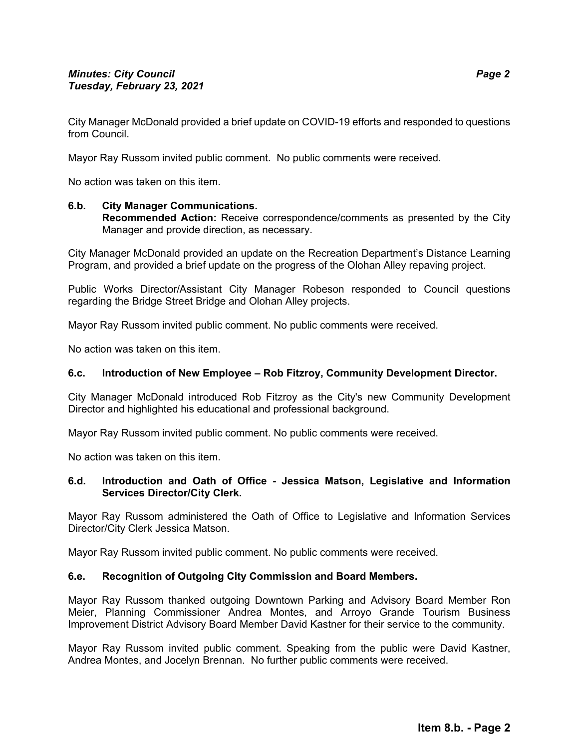City Manager McDonald provided a brief update on COVID-19 efforts and responded to questions from Council.

Mayor Ray Russom invited public comment. No public comments were received.

No action was taken on this item.

**6.b. City Manager Communications.**
**Recommended Action:** Receive correspondence/comments as presented by the City Manager and provide direction, as necessary.

City Manager McDonald provided an update on the Recreation Department's Distance Learning Program, and provided a brief update on the progress of the Olohan Alley repaving project.

Public Works Director/Assistant City Manager Robeson responded to Council questions regarding the Bridge Street Bridge and Olohan Alley projects.

Mayor Ray Russom invited public comment. No public comments were received.

No action was taken on this item.

**6.c. Introduction of New Employee – Rob Fitzroy, Community Development Director.**

City Manager McDonald introduced Rob Fitzroy as the City's new Community Development Director and highlighted his educational and professional background.

Mayor Ray Russom invited public comment. No public comments were received.

No action was taken on this item.

**6.d. Introduction and Oath of Office - Jessica Matson, Legislative and Information Services Director/City Clerk.**

Mayor Ray Russom administered the Oath of Office to Legislative and Information Services Director/City Clerk Jessica Matson.

Mayor Ray Russom invited public comment. No public comments were received.

**6.e. Recognition of Outgoing City Commission and Board Members.**

Mayor Ray Russom thanked outgoing Downtown Parking and Advisory Board Member Ron Meier, Planning Commissioner Andrea Montes, and Arroyo Grande Tourism Business Improvement District Advisory Board Member David Kastner for their service to the community.

Mayor Ray Russom invited public comment. Speaking from the public were David Kastner, Andrea Montes, and Jocelyn Brennan. No further public comments were received.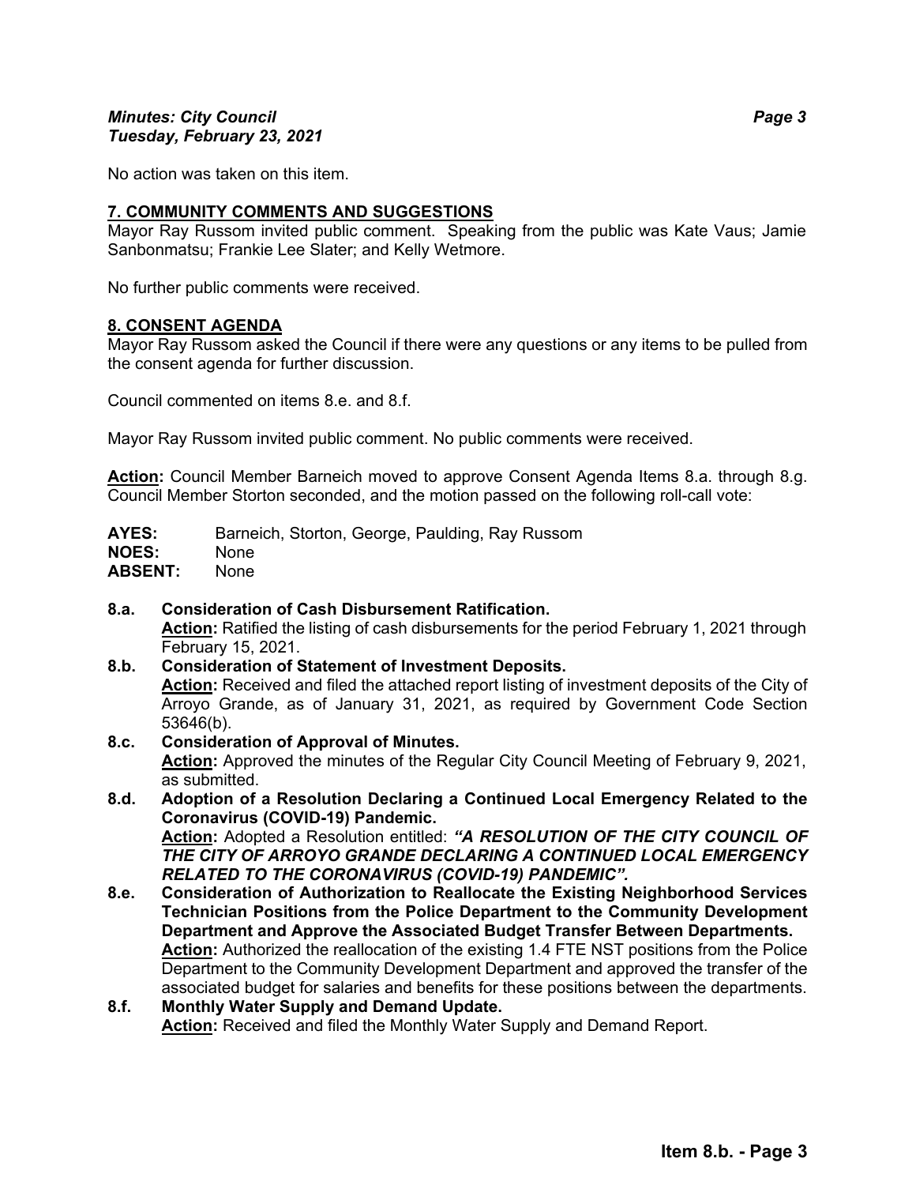No action was taken on this item.

## 7. COMMUNITY COMMENTS AND SUGGESTIONS

Mayor Ray Russom invited public comment. Speaking from the public was Kate Vaus; Jamie Sanbonmatsu; Frankie Lee Slater; and Kelly Wetmore.

No further public comments were received.

## 8. CONSENT AGENDA

Mayor Ray Russom asked the Council if there were any questions or any items to be pulled from the consent agenda for further discussion.

Council commented on items 8.e. and 8.f.

Mayor Ray Russom invited public comment. No public comments were received.

**Action:** Council Member Barneich moved to approve Consent Agenda Items 8.a. through 8.g. Council Member Storton seconded, and the motion passed on the following roll-call vote:

**AYES:** Barneich, Storton, George, Paulding, Ray Russom
**NOES:** None
**ABSENT:** None

**8.a. Consideration of Cash Disbursement Ratification.**
**Action:** Ratified the listing of cash disbursements for the period February 1, 2021 through February 15, 2021.

**8.b. Consideration of Statement of Investment Deposits.**
**Action:** Received and filed the attached report listing of investment deposits of the City of Arroyo Grande, as of January 31, 2021, as required by Government Code Section 53646(b).

**8.c. Consideration of Approval of Minutes.**
**Action:** Approved the minutes of the Regular City Council Meeting of February 9, 2021, as submitted.

**8.d. Adoption of a Resolution Declaring a Continued Local Emergency Related to the Coronavirus (COVID-19) Pandemic.**
**Action:** Adopted a Resolution entitled: ***"A RESOLUTION OF THE CITY COUNCIL OF THE CITY OF ARROYO GRANDE DECLARING A CONTINUED LOCAL EMERGENCY RELATED TO THE CORONAVIRUS (COVID-19) PANDEMIC".***

**8.e. Consideration of Authorization to Reallocate the Existing Neighborhood Services Technician Positions from the Police Department to the Community Development Department and Approve the Associated Budget Transfer Between Departments.**
**Action:** Authorized the reallocation of the existing 1.4 FTE NST positions from the Police Department to the Community Development Department and approved the transfer of the associated budget for salaries and benefits for these positions between the departments.

**8.f. Monthly Water Supply and Demand Update.**
**Action:** Received and filed the Monthly Water Supply and Demand Report.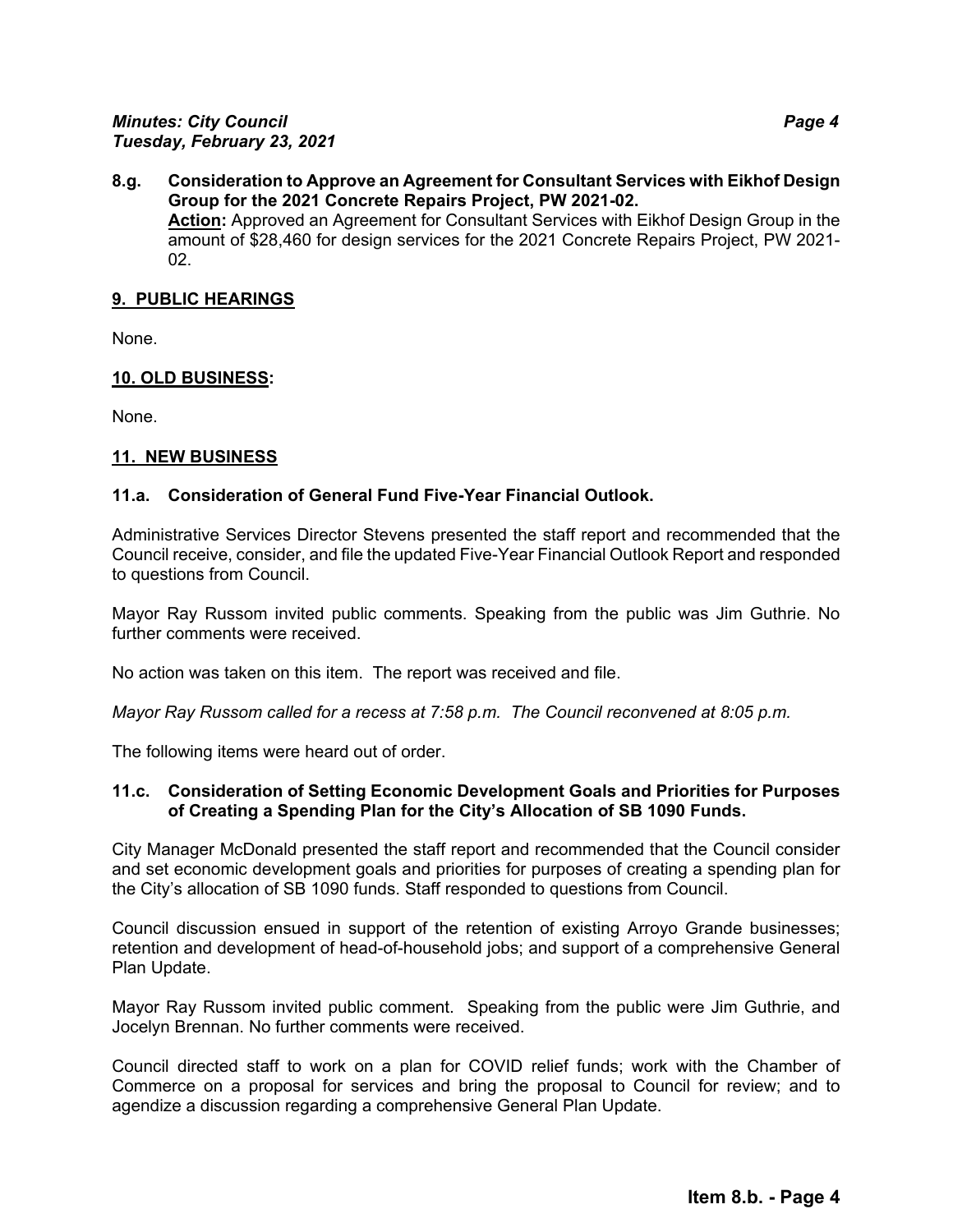**8.g. Consideration to Approve an Agreement for Consultant Services with Eikhof Design Group for the 2021 Concrete Repairs Project, PW 2021-02.**

**Action:** Approved an Agreement for Consultant Services with Eikhof Design Group in the amount of $28,460 for design services for the 2021 Concrete Repairs Project, PW 2021-02.

## 9. PUBLIC HEARINGS

None.

## 10. OLD BUSINESS:

None.

## 11. NEW BUSINESS

### 11.a. Consideration of General Fund Five-Year Financial Outlook.

Administrative Services Director Stevens presented the staff report and recommended that the Council receive, consider, and file the updated Five-Year Financial Outlook Report and responded to questions from Council.

Mayor Ray Russom invited public comments. Speaking from the public was Jim Guthrie. No further comments were received.

No action was taken on this item. The report was received and file.

*Mayor Ray Russom called for a recess at 7:58 p.m. The Council reconvened at 8:05 p.m.*

The following items were heard out of order.

### 11.c. Consideration of Setting Economic Development Goals and Priorities for Purposes of Creating a Spending Plan for the City's Allocation of SB 1090 Funds.

City Manager McDonald presented the staff report and recommended that the Council consider and set economic development goals and priorities for purposes of creating a spending plan for the City's allocation of SB 1090 funds. Staff responded to questions from Council.

Council discussion ensued in support of the retention of existing Arroyo Grande businesses; retention and development of head-of-household jobs; and support of a comprehensive General Plan Update.

Mayor Ray Russom invited public comment. Speaking from the public were Jim Guthrie, and Jocelyn Brennan. No further comments were received.

Council directed staff to work on a plan for COVID relief funds; work with the Chamber of Commerce on a proposal for services and bring the proposal to Council for review; and to agendize a discussion regarding a comprehensive General Plan Update.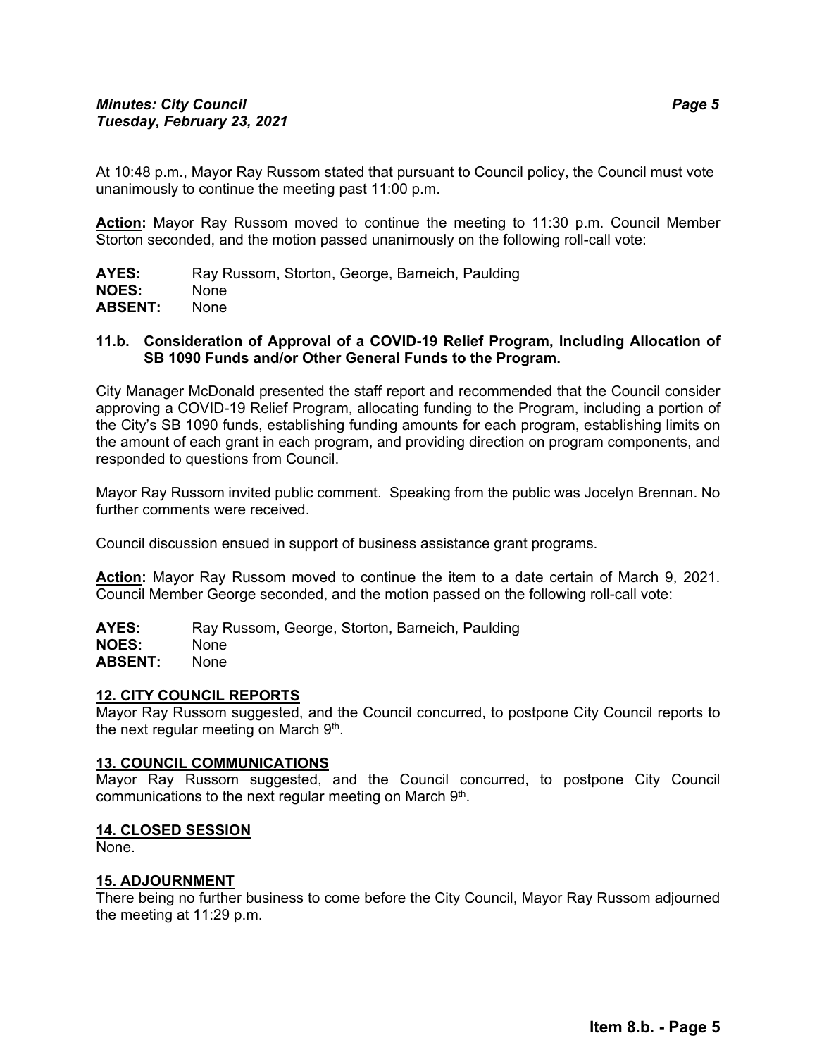At 10:48 p.m., Mayor Ray Russom stated that pursuant to Council policy, the Council must vote unanimously to continue the meeting past 11:00 p.m.

**Action:** Mayor Ray Russom moved to continue the meeting to 11:30 p.m. Council Member Storton seconded, and the motion passed unanimously on the following roll-call vote:

**AYES:** Ray Russom, Storton, George, Barneich, Paulding
**NOES:** None
**ABSENT:** None

**11.b. Consideration of Approval of a COVID-19 Relief Program, Including Allocation of SB 1090 Funds and/or Other General Funds to the Program.**

City Manager McDonald presented the staff report and recommended that the Council consider approving a COVID-19 Relief Program, allocating funding to the Program, including a portion of the City's SB 1090 funds, establishing funding amounts for each program, establishing limits on the amount of each grant in each program, and providing direction on program components, and responded to questions from Council.

Mayor Ray Russom invited public comment. Speaking from the public was Jocelyn Brennan. No further comments were received.

Council discussion ensued in support of business assistance grant programs.

**Action:** Mayor Ray Russom moved to continue the item to a date certain of March 9, 2021. Council Member George seconded, and the motion passed on the following roll-call vote:

**AYES:** Ray Russom, George, Storton, Barneich, Paulding
**NOES:** None
**ABSENT:** None

## 12. CITY COUNCIL REPORTS

Mayor Ray Russom suggested, and the Council concurred, to postpone City Council reports to the next regular meeting on March 9th.

## 13. COUNCIL COMMUNICATIONS

Mayor Ray Russom suggested, and the Council concurred, to postpone City Council communications to the next regular meeting on March 9th.

## 14. CLOSED SESSION

None.

## 15. ADJOURNMENT

There being no further business to come before the City Council, Mayor Ray Russom adjourned the meeting at 11:29 p.m.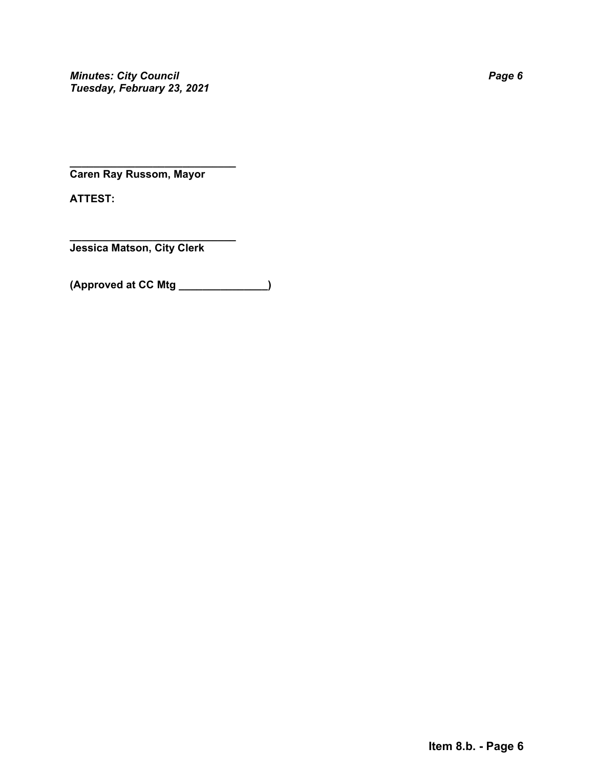______________________________
**Caren Ray Russom, Mayor**

**ATTEST:**

______________________________
**Jessica Matson, City Clerk**

**(Approved at CC Mtg _______________)**